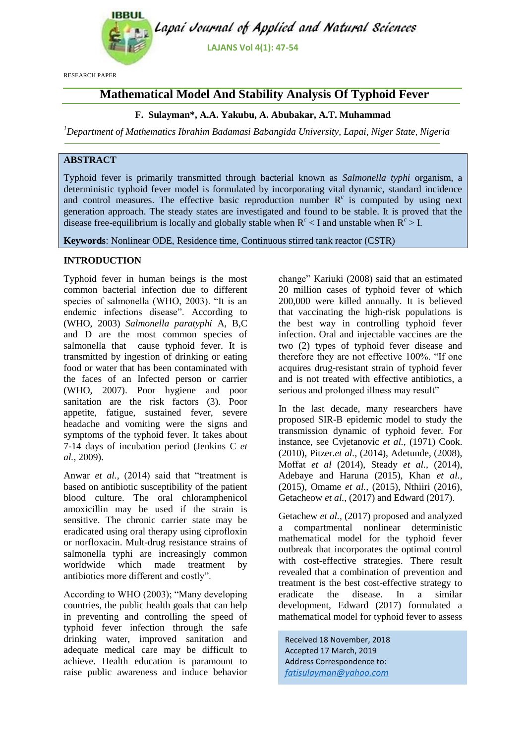RESEARCH PAPER

# Mathematical Model And Stability Analysis Of Typhoid Fever

**F. Sulayman*, A.A. Yakubu, A. Abubakar, A.T. Muhammad**

[1]*Department of Mathematics Ibrahim Badamasi Babangida University, Lapai, Niger State, Nigeria*

## ABSTRACT

Typhoid fever is primarily transmitted through bacterial known as *Salmonella typhi* organism, a deterministic typhoid fever model is formulated by incorporating vital dynamic, standard incidence and control measures. The effective basic reproduction number $R^c$ is computed by using next generation approach. The steady states are investigated and found to be stable. It is proved that the disease free-equilibrium is locally and globally stable when $R^c$ < I and unstable when $R^c$ > I.

**Keywords**: Nonlinear ODE, Residence time, Continuous stirred tank reactor (CSTR)

## INTRODUCTION

Typhoid fever in human beings is the most common bacterial infection due to different species of salmonella (WHO, 2003). "It is an endemic infections disease". According to (WHO, 2003) *Salmonella paratyphi* A, B,C and D are the most common species of salmonella that cause typhoid fever. It is transmitted by ingestion of drinking or eating food or water that has been contaminated with the faces of an Infected person or carrier (WHO, 2007). Poor hygiene and poor sanitation are the risk factors (3). Poor appetite, fatigue, sustained fever, severe headache and vomiting were the signs and symptoms of the typhoid fever. It takes about 7-14 days of incubation period (Jenkins C *et al.,* 2009).

Anwar *et al.,* (2014) said that "treatment is based on antibiotic susceptibility of the patient blood culture. The oral chloramphenicol amoxicillin may be used if the strain is sensitive. The chronic carrier state may be eradicated using oral therapy using ciproflox in or norfloxacin. Mult-drug resistance strains of salmonella typhi are increasingly common worldwide which made treatment by antibiotics more different and costly".

According to WHO (2003); "Many developing countries, the public health goals that can help in preventing and controlling the speed of typhoid fever infection through the safe drinking water, improved sanitation and adequate medical care may be difficult to achieve. Health education is paramount to raise public awareness and induce behavior change" Kariuki (2008) said that an estimated 20 million cases of typhoid fever of which 200,000 were killed annually. It is believed that vaccinating the high-risk populations is the best way in controlling typhoid fever infection. Oral and injectable vaccines are the two (2) types of typhoid fever disease and therefore they are not effective 100%. "If one acquires drug-resistant strain of typhoid fever and is not treated with effective antibiotics, a serious and prolonged illness may result"

In the last decade, many researchers have proposed SIR-B epidemic model to study the transmission dynamic of typhoid fever. For instance, see Cvjetanovic *et al.,* (1971) Cook. (2010), Pitzer.*et al.,* (2014), Adetunde, (2008), Moffat *et al* (2014), Steady *et al.,* (2014), Adebaye and Haruna (2015), Khan *et al.,* (2015), Omame *et al.,* (2015), Nthiiri (2016), Getacheow *et al.,* (2017) and Edward (2017).

Getachew *et al.,* (2017) proposed and analyzed a compartmental nonlinear deterministic mathematical model for the typhoid fever outbreak that incorporates the optimal control with cost-effective strategies. There result revealed that a combination of prevention and treatment is the best cost-effective strategy to eradicate the disease. In a similar development, Edward (2017) formulated a mathematical model for typhoid fever to assess

Received 18 November, 2018
Accepted 17 March, 2019
Address Correspondence to:
fatisulayman@yahoo.com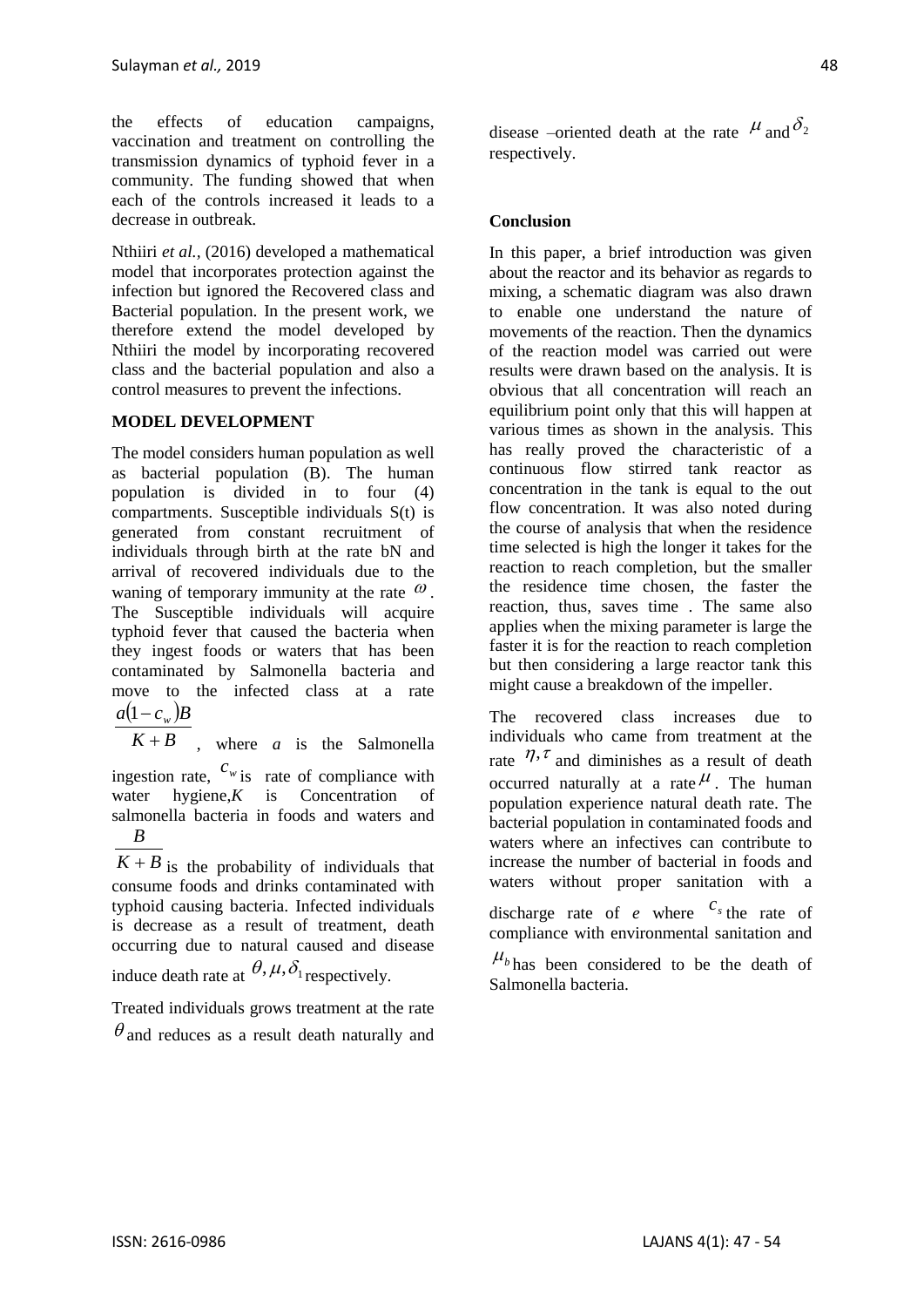the effects of education campaigns, vaccination and treatment on controlling the transmission dynamics of typhoid fever in a community. The funding showed that when each of the controls increased it leads to a decrease in outbreak.

Nthiiri *et al.*, (2016) developed a mathematical model that incorporates protection against the infection but ignored the Recovered class and Bacterial population. In the present work, we therefore extend the model developed by Nthiiri the model by incorporating recovered class and the bacterial population and also a control measures to prevent the infections.

## MODEL DEVELOPMENT

The model considers human population as well as bacterial population (B). The human population is divided in to four (4) compartments. Susceptible individuals S(t) is generated from constant recruitment of individuals through birth at the rate bN and arrival of recovered individuals due to the waning of temporary immunity at the rate $\omega$. The Susceptible individuals will acquire typhoid fever that caused the bacteria when they ingest foods or waters that has been contaminated by Salmonella bacteria and move to the infected class at a rate $\frac{a(1-c_w)B}{K+B}$, where $a$ is the Salmonella ingestion rate, $c_w$ is rate of compliance with water hygiene, $K$ is Concentration of salmonella bacteria in foods and waters and $\frac{B}{K+B}$ is the probability of individuals that consume foods and drinks contaminated with typhoid causing bacteria. Infected individuals is decrease as a result of treatment, death occurring due to natural caused and disease induce death rate at $\theta, \mu, \delta_1$ respectively.

Treated individuals grows treatment at the rate $\theta$ and reduces as a result death naturally and disease –oriented death at the rate $\mu$ and $\delta_2$ respectively.

## Conclusion

In this paper, a brief introduction was given about the reactor and its behavior as regards to mixing, a schematic diagram was also drawn to enable one understand the nature of movements of the reaction. Then the dynamics of the reaction model was carried out were results were drawn based on the analysis. It is obvious that all concentration will reach an equilibrium point only that this will happen at various times as shown in the analysis. This has really proved the characteristic of a continuous flow stirred tank reactor as concentration in the tank is equal to the out flow concentration. It was also noted during the course of analysis that when the residence time selected is high the longer it takes for the reaction to reach completion, but the smaller the residence time chosen, the faster the reaction, thus, saves time . The same also applies when the mixing parameter is large the faster it is for the reaction to reach completion but then considering a large reactor tank this might cause a breakdown of the impeller.

The recovered class increases due to individuals who came from treatment at the rate $\eta, \tau$ and diminishes as a result of death occurred naturally at a rate $\mu$. The human population experience natural death rate. The bacterial population in contaminated foods and waters where an infectives can contribute to increase the number of bacterial in foods and waters without proper sanitation with a discharge rate of $e$ where $c_s$ the rate of compliance with environmental sanitation and $\mu_b$ has been considered to be the death of Salmonella bacteria.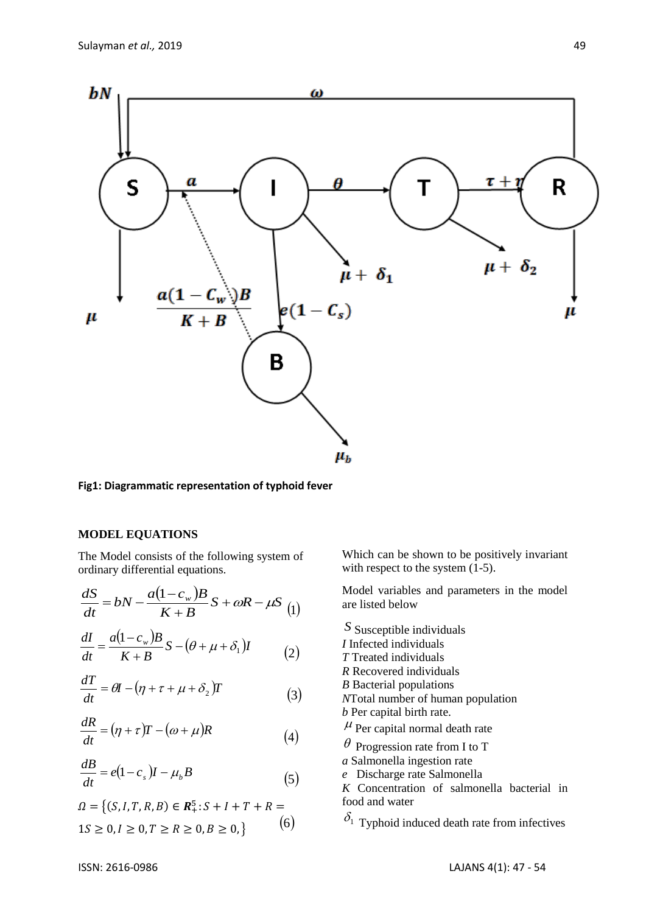Fig1: Diagrammatic representation of typhoid fever

**MODEL EQUATIONS**

The Model consists of the following system of ordinary differential equations.

$$\frac{dS}{dt} = bN - \frac{a(1-c_w)B}{K+B}S + \omega R - \mu S \quad (1)$$

$$\frac{dI}{dt} = \frac{a(1-c_w)B}{K+B}S - (\theta + \mu + \delta_1)I \quad (2)$$

$$\frac{dT}{dt} = \theta I - (\eta + \tau + \mu + \delta_2)T \quad (3)$$

$$\frac{dR}{dt} = (\eta + \tau)T - (\omega + \mu)R \quad (4)$$

$$\frac{dB}{dt} = e(1-c_s)I - \mu_b B \quad (5)$$

$$\Omega = \{(S, I, T, R, B) \in \boldsymbol{R}_+^5 : S + I + T + R = 1 S \geq 0, I \geq 0, T \geq R \geq 0, B \geq 0,\} \quad (6)$$

Which can be shown to be positively invariant with respect to the system (1-5).

Model variables and parameters in the model are listed below

$S$ Susceptible individuals
$I$ Infected individuals
$T$ Treated individuals
$R$ Recovered individuals
$B$ Bacterial populations
$N$ Total number of human population
$b$ Per capital birth rate.
$\mu$ Per capital normal death rate
$\theta$ Progression rate from I to T
$a$ Salmonella ingestion rate
$e$ Discharge rate Salmonella
$K$ Concentration of salmonella bacterial in food and water
$\delta_1$ Typhoid induced death rate from infectives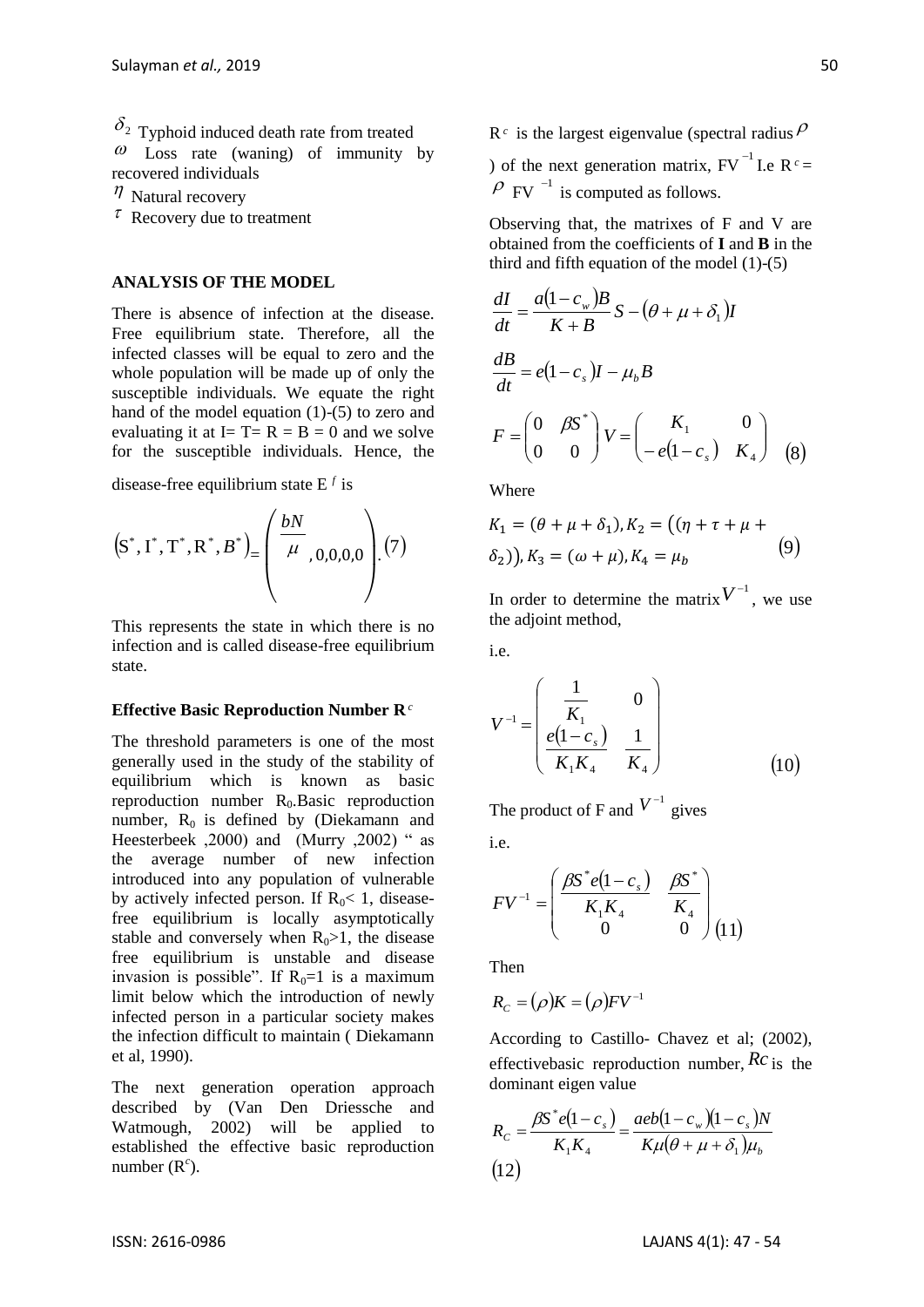$\delta_2$ Typhoid induced death rate from treated

$\omega$ Loss rate (waning) of immunity by recovered individuals

$\eta$ Natural recovery

$\tau$ Recovery due to treatment

## ANALYSIS OF THE MODEL

There is absence of infection at the disease. Free equilibrium state. Therefore, all the infected classes will be equal to zero and the whole population will be made up of only the susceptible individuals. We equate the right hand of the model equation (1)-(5) to zero and evaluating it at I= T= R = B = 0 and we solve for the susceptible individuals. Hence, the disease-free equilibrium state $E^f$ is

$$\left(S^*, I^*, T^*, R^*, B^*\right) = \left(\frac{bN}{\mu}, 0,0,0,0\right). \quad (7)$$

This represents the state in which there is no infection and is called disease-free equilibrium state.

### Effective Basic Reproduction Number $R^c$

The threshold parameters is one of the most generally used in the study of the stability of equilibrium which is known as basic reproduction number $R_0$.Basic reproduction number, $R_0$ is defined by (Diekamann and Heesterbeek ,2000) and (Murry ,2002) " as the average number of new infection introduced into any population of vulnerable by actively infected person. If $R_0< 1$, disease-free equilibrium is locally asymptotically stable and conversely when $R_0>1$, the disease free equilibrium is unstable and disease invasion is possible". If $R_0=1$ is a maximum limit below which the introduction of newly infected person in a particular society makes the infection difficult to maintain ( Diekamann et al, 1990).

The next generation operation approach described by (Van Den Driessche and Watmough, 2002) will be applied to established the effective basic reproduction number ($R^c$).

$R^c$ is the largest eigenvalue (spectral radius $\rho$ ) of the next generation matrix, $FV^{-1}$ I.e $R^c = \rho\ FV^{-1}$ is computed as follows.

Observing that, the matrixes of F and V are obtained from the coefficients of **I** and **B** in the third and fifth equation of the model (1)-(5)

$$\frac{dI}{dt} = \frac{a(1-c_w)B}{K+B} S - (\theta + \mu + \delta_1)I$$

$$\frac{dB}{dt} = e(1-c_s)I - \mu_b B$$

$$F = \begin{pmatrix} 0 & \beta S^* \\ 0 & 0 \end{pmatrix} V = \begin{pmatrix} K_1 & 0 \\ -e(1-c_s) & K_4 \end{pmatrix} \quad (8)$$

Where

$$K_1 = (\theta + \mu + \delta_1), K_2 = ((\eta + \tau + \mu + \delta_2)), K_3 = (\omega + \mu), K_4 = \mu_b \quad (9)$$

In order to determine the matrix $V^{-1}$, we use the adjoint method,

i.e.

$$V^{-1} = \begin{pmatrix} \frac{1}{K_1} & 0 \\ \frac{e(1-c_s)}{K_1 K_4} & \frac{1}{K_4} \end{pmatrix} \quad (10)$$

The product of F and $V^{-1}$ gives

i.e.

$$FV^{-1} = \begin{pmatrix} \frac{\beta S^* e(1-c_s)}{K_1 K_4} & \frac{\beta S^*}{K_4} \\ 0 & 0 \end{pmatrix} \quad (11)$$

Then

$$R_C = (\rho)K = (\rho)FV^{-1}$$

According to Castillo- Chavez et al; (2002), effectivebasic reproduction number, $Rc$ is the dominant eigen value

$$R_C = \frac{\beta S^* e(1-c_s)}{K_1 K_4} = \frac{aeb(1-c_w)(1-c_s)N}{K\mu(\theta + \mu + \delta_1)\mu_b} \quad (12)$$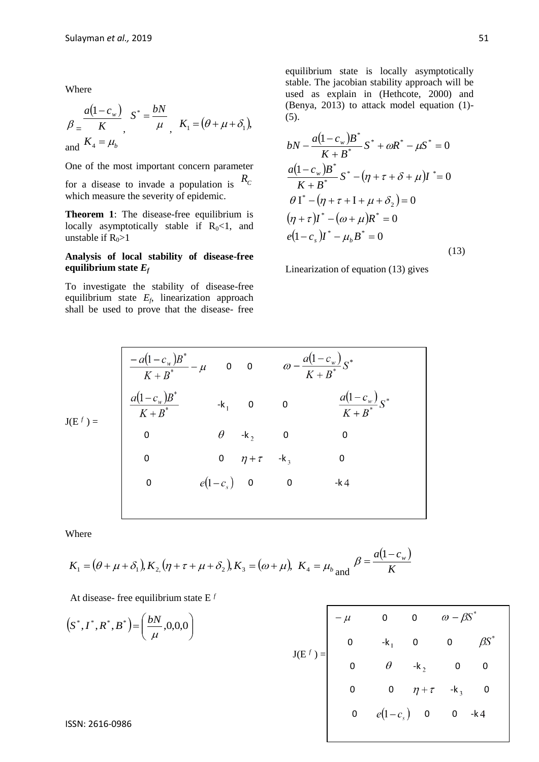Where

$\beta = \dfrac{a(1-c_w)}{K}$, $S^* = \dfrac{bN}{\mu}$, $K_1 = (\theta + \mu + \delta_1)$, and $K_4 = \mu_b$

One of the most important concern parameter for a disease to invade a population is $R_C$ which measure the severity of epidemic.

**Theorem 1**: The disease-free equilibrium is locally asymptotically stable if $R_0<1$, and unstable if $R_0>1$

**Analysis of local stability of disease-free equilibrium state $E_f$**

To investigate the stability of disease-free equilibrium state $E_f$, linearization approach shall be used to prove that the disease- free equilibrium state is locally asymptotically stable. The jacobian stability approach will be used as explain in (Hethcote, 2000) and (Benya, 2013) to attack model equation (1)-(5).

$$
\begin{aligned}
& bN - \frac{a(1-c_w)B^*}{K+B^*}S^* + \omega R^* - \mu S^* = 0 \\
& \frac{a(1-c_w)B^*}{K+B^*}S^* - (\eta + \tau + \delta + \mu)I^* = 0 \\
& \theta \mathrm{I}^* - (\eta + \tau + \mathrm{I} + \mu + \delta_2) = 0 \\
& (\eta + \tau)I^* - (\omega + \mu)R^* = 0 \\
& e(1-c_s)I^* - \mu_b B^* = 0
\end{aligned} \tag{13}
$$

Linearization of equation (13) gives

$$
J(E^f) = \begin{pmatrix}
\dfrac{-a(1-c_w)B^*}{K+B^*} - \mu & 0 & 0 & \omega - \dfrac{a(1-c_w)}{K+B^*}S^* \\
\dfrac{a(1-c_w)B^*}{K+B^*} & -k_1 & 0 & 0 & \dfrac{a(1-c_w)}{K+B^*}S^* \\
0 & \theta & -k_2 & 0 & 0 \\
0 & 0 & \eta+\tau & -k_3 & 0 \\
0 & e(1-c_s) & 0 & 0 & -k_4
\end{pmatrix}
$$

Where

$K_1 = (\theta + \mu + \delta_1), K_2, (\eta + \tau + \mu + \delta_2), K_3 = (\omega + \mu),\ K_4 = \mu_b$ and $\beta = \dfrac{a(1-c_w)}{K}$

At disease- free equilibrium state $E^f$

$$
(S^*, I^*, R^*, B^*) = \left(\frac{bN}{\mu}, 0, 0, 0\right)
$$

$$
J(E^f) = \begin{pmatrix}
-\mu & 0 & 0 & \omega - \beta S^* \\
0 & -k_1 & 0 & 0 & \beta S^* \\
0 & \theta & -k_2 & 0 & 0 \\
0 & 0 & \eta+\tau & -k_3 & 0 \\
0 & e(1-c_s) & 0 & 0 & -k_4
\end{pmatrix}
$$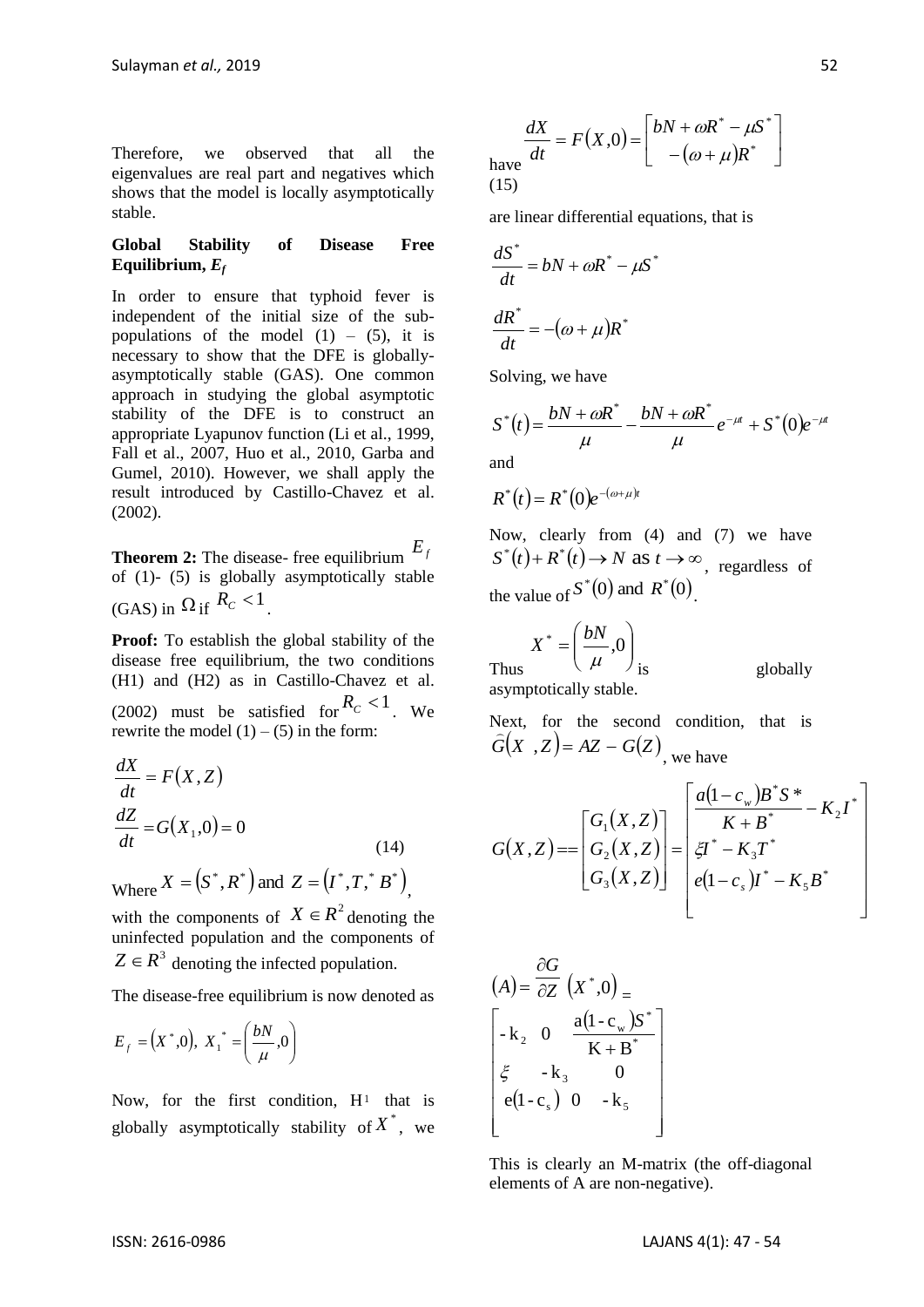Therefore, we observed that all the eigenvalues are real part and negatives which shows that the model is locally asymptotically stable.

**Global Stability of Disease Free Equilibrium, $E_f$**

In order to ensure that typhoid fever is independent of the initial size of the sub-populations of the model (1) – (5), it is necessary to show that the DFE is globally-asymptotically stable (GAS). One common approach in studying the global asymptotic stability of the DFE is to construct an appropriate Lyapunov function (Li et al., 1999, Fall et al., 2007, Huo et al., 2010, Garba and Gumel, 2010). However, we shall apply the result introduced by Castillo-Chavez et al. (2002).

**Theorem 2:** The disease- free equilibrium $E_f$ of (1)- (5) is globally asymptotically stable (GAS) in $\Omega$ if $R_C < 1$.

**Proof:** To establish the global stability of the disease free equilibrium, the two conditions (H1) and (H2) as in Castillo-Chavez et al. (2002) must be satisfied for $R_C < 1$. We rewrite the model (1) – (5) in the form:

$$\frac{dX}{dt} = F(X, Z)$$

$$\frac{dZ}{dt} = G(X_1, 0) = 0 \tag{14}$$

Where $X = (S^*, R^*)$ and $Z = (I^*, T^*, B^*)$, with the components of $X \in R^2$ denoting the uninfected population and the components of $Z \in R^3$ denoting the infected population.

The disease-free equilibrium is now denoted as

$$E_f = (X^*, 0),\ X_1^* = \left(\frac{bN}{\mu}, 0\right)$$

Now, for the first condition, H1 that is globally asymptotically stability of $X^*$, we have

$$\frac{dX}{dt} = F(X, 0) = \begin{bmatrix} bN + \omega R^* - \mu S^* \\ -(\omega + \mu)R^* \end{bmatrix} \tag{15}$$

are linear differential equations, that is

$$\frac{dS^*}{dt} = bN + \omega R^* - \mu S^*$$

$$\frac{dR^*}{dt} = -(\omega + \mu)R^*$$

Solving, we have

$$S^*(t) = \frac{bN + \omega R^*}{\mu} - \frac{bN + \omega R^*}{\mu}e^{-\mu t} + S^*(0)e^{-\mu t}$$

and

$$R^*(t) = R^*(0)e^{-(\omega + \mu)t}$$

Now, clearly from (4) and (7) we have $S^*(t) + R^*(t) \to N$ as $t \to \infty$, regardless of the value of $S^*(0)$ and $R^*(0)$.

Thus $X^* = \left(\frac{bN}{\mu}, 0\right)$ is globally asymptotically stable.

Next, for the second condition, that is $\hat{G}(X, Z) = AZ - G(Z)$, we have

$$G(X, Z) = \begin{bmatrix} G_1(X, Z) \\ G_2(X, Z) \\ G_3(X, Z) \end{bmatrix} = \begin{bmatrix} \frac{a(1 - c_w)B^* S^*}{K + B^*} - K_2 I^* \\ \xi I^* - K_3 T^* \\ e(1 - c_s)I^* - K_5 B^* \end{bmatrix}$$

$$(A) = \frac{\partial G}{\partial Z}(X^*, 0) = \begin{bmatrix} -k_2 & 0 & \frac{a(1 - c_w)S^*}{K + B^*} \\ \xi & -k_3 & 0 \\ e(1 - c_s) & 0 & -k_5 \end{bmatrix}$$

This is clearly an M-matrix (the off-diagonal elements of A are non-negative).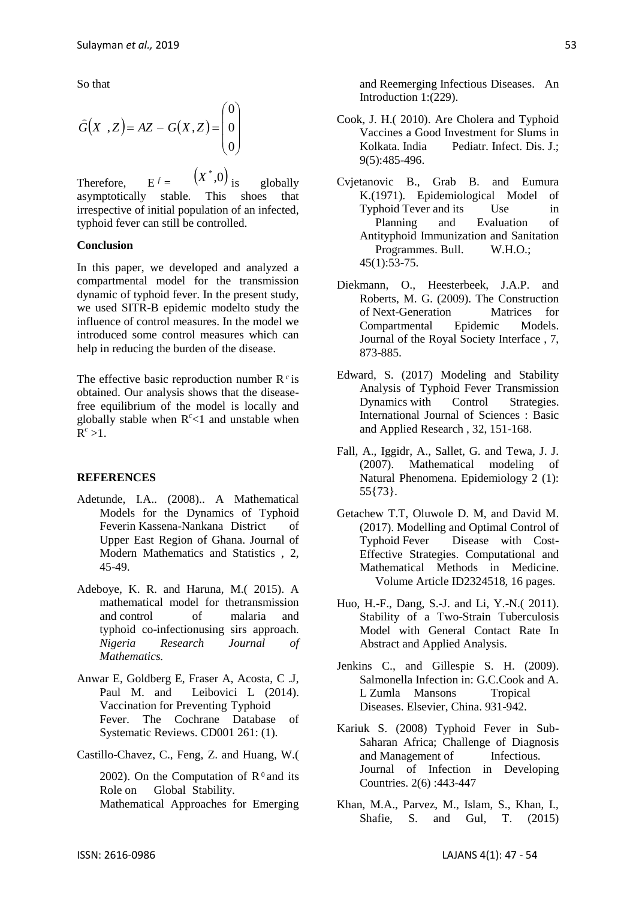So that

$$\hat{G}(X \ ,Z) = AZ - G(X,Z) = \begin{pmatrix} 0 \\ 0 \\ 0 \end{pmatrix}$$

Therefore, $E^{f} = (X^{*},0)$ is globally asymptotically stable. This shoes that irrespective of initial population of an infected, typhoid fever can still be controlled.

**Conclusion**

In this paper, we developed and analyzed a compartmental model for the transmission dynamic of typhoid fever. In the present study, we used SITR-B epidemic modelto study the influence of control measures. In the model we introduced some control measures which can help in reducing the burden of the disease.

The effective basic reproduction number $R^{c}$ is obtained. Our analysis shows that the disease-free equilibrium of the model is locally and globally stable when $R^{c}<1$ and unstable when $R^{c}>1$.

**REFERENCES**

Adetunde, I.A.. (2008).. A Mathematical Models for the Dynamics of Typhoid Feverin Kassena-Nankana District of Upper East Region of Ghana. Journal of Modern Mathematics and Statistics , 2, 45-49.

Adeboye, K. R. and Haruna, M.( 2015). A mathematical model for thetransmission and control of malaria and typhoid co-infectionusing sirs approach. *Nigeria Research Journal of Mathematics.*

Anwar E, Goldberg E, Fraser A, Acosta, C .J, Paul M. and Leibovici L (2014). Vaccination for Preventing Typhoid Fever. The Cochrane Database of Systematic Reviews. CD001 261: (1).

Castillo-Chavez, C., Feng, Z. and Huang, W.( 2002). On the Computation of $R^{0}$ and its Role on Global Stability. Mathematical Approaches for Emerging and Reemerging Infectious Diseases. An Introduction 1:(229).

Cook, J. H.( 2010). Are Cholera and Typhoid Vaccines a Good Investment for Slums in Kolkata. India Pediatr. Infect. Dis. J.; 9(5):485-496.

Cvjetanovic B., Grab B. and Eumura K.(1971). Epidemiological Model of Typhoid Tever and its Use in Planning and Evaluation of Antityphoid Immunization and Sanitation Programmes. Bull. W.H.O.; 45(1):53-75.

Diekmann, O., Heesterbeek, J.A.P. and Roberts, M. G. (2009). The Construction of Next-Generation Matrices for Compartmental Epidemic Models. Journal of the Royal Society Interface , 7, 873-885.

Edward, S. (2017) Modeling and Stability Analysis of Typhoid Fever Transmission Dynamics with Control Strategies. International Journal of Sciences : Basic and Applied Research , 32, 151-168.

Fall, A., Iggidr, A., Sallet, G. and Tewa, J. J. (2007). Mathematical modeling of Natural Phenomena. Epidemiology 2 (1): 55{73}.

Getachew T.T, Oluwole D. M, and David M. (2017). Modelling and Optimal Control of Typhoid Fever Disease with Cost-Effective Strategies. Computational and Mathematical Methods in Medicine. Volume Article ID2324518, 16 pages.

Huo, H.-F., Dang, S.-J. and Li, Y.-N.( 2011). Stability of a Two-Strain Tuberculosis Model with General Contact Rate In Abstract and Applied Analysis.

Jenkins C., and Gillespie S. H. (2009). Salmonella Infection in: G.C.Cook and A. L Zumla Mansons Tropical Diseases. Elsevier, China. 931-942.

Kariuk S. (2008) Typhoid Fever in Sub-Saharan Africa; Challenge of Diagnosis and Management of Infectious. Journal of Infection in Developing Countries. 2(6) :443-447

Khan, M.A., Parvez, M., Islam, S., Khan, I., Shafie, S. and Gul, T. (2015)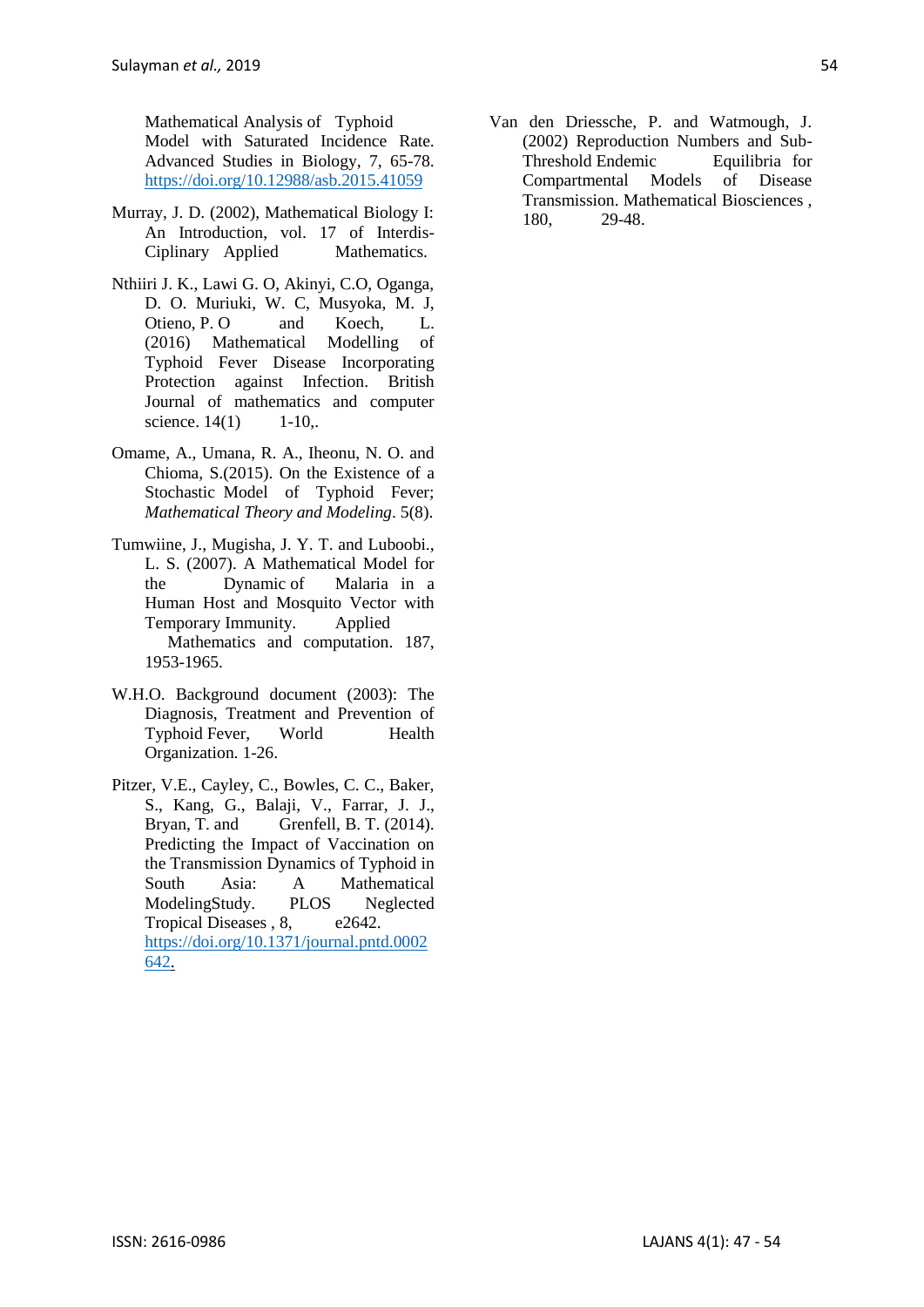Mathematical Analysis of Typhoid Model with Saturated Incidence Rate. Advanced Studies in Biology, 7, 65-78. https://doi.org/10.12988/asb.2015.41059

Murray, J. D. (2002), Mathematical Biology I: An Introduction, vol. 17 of Interdis-Ciplinary Applied Mathematics.

Nthiiri J. K., Lawi G. O, Akinyi, C.O, Oganga, D. O. Muriuki, W. C, Musyoka, M. J, Otieno, P. O and Koech, L. (2016) Mathematical Modelling of Typhoid Fever Disease Incorporating Protection against Infection. British Journal of mathematics and computer science. 14(1) 1-10,.

Omame, A., Umana, R. A., Iheonu, N. O. and Chioma, S.(2015). On the Existence of a Stochastic Model of Typhoid Fever; *Mathematical Theory and Modeling*. 5(8).

Tumwiine, J., Mugisha, J. Y. T. and Luboobi., L. S. (2007). A Mathematical Model for the Dynamic of Malaria in a Human Host and Mosquito Vector with Temporary Immunity. Applied Mathematics and computation. 187, 1953-1965.

W.H.O. Background document (2003): The Diagnosis, Treatment and Prevention of Typhoid Fever, World Health Organization. 1-26.

Pitzer, V.E., Cayley, C., Bowles, C. C., Baker, S., Kang, G., Balaji, V., Farrar, J. J., Bryan, T. and Grenfell, B. T. (2014). Predicting the Impact of Vaccination on the Transmission Dynamics of Typhoid in South Asia: A Mathematical ModelingStudy. PLOS Neglected Tropical Diseases , 8, e2642. https://doi.org/10.1371/journal.pntd.0002642.

Van den Driessche, P. and Watmough, J. (2002) Reproduction Numbers and Sub-Threshold Endemic Equilibria for Compartmental Models of Disease Transmission. Mathematical Biosciences , 180, 29-48.